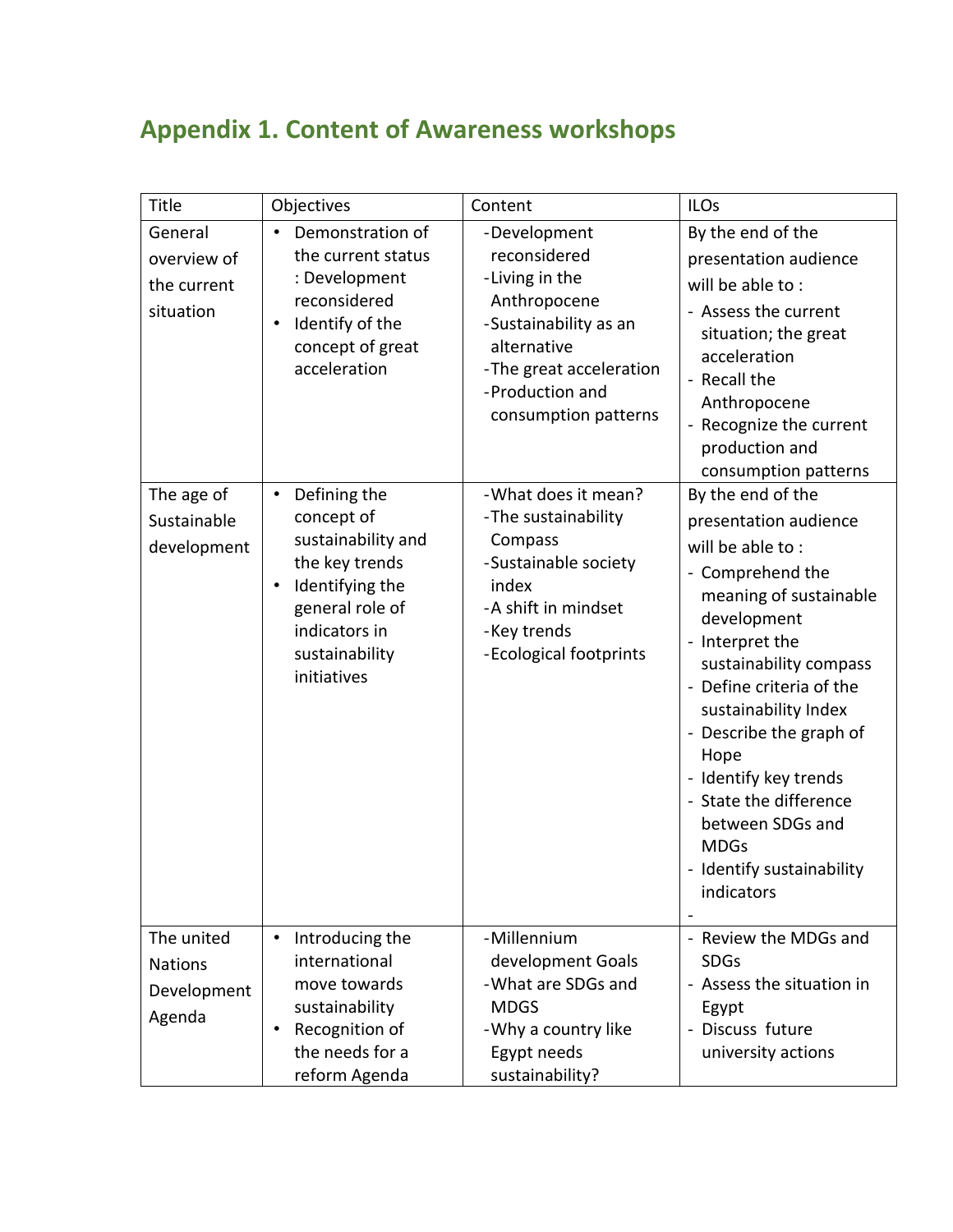# Appendix 1. Content of Awareness workshops

| Title | Objectives | Content | ILOs |
|---|---|---|---|
| General overview of the current situation | • Demonstration of the current status : Development reconsidered<br>• Identify of the concept of great acceleration | -Development reconsidered<br>-Living in the Anthropocene<br>-Sustainability as an alternative<br>-The great acceleration<br>-Production and consumption patterns | By the end of the presentation audience will be able to :<br>- Assess the current situation; the great acceleration<br>- Recall the Anthropocene<br>- Recognize the current production and consumption patterns |
| The age of Sustainable development | • Defining the concept of sustainability and the key trends<br>• Identifying the general role of indicators in sustainability initiatives | -What does it mean?<br>-The sustainability Compass<br>-Sustainable society index<br>-A shift in mindset<br>-Key trends<br>-Ecological footprints | By the end of the presentation audience will be able to :<br>- Comprehend the meaning of sustainable development<br>- Interpret the sustainability compass<br>- Define criteria of the sustainability Index<br>- Describe the graph of Hope<br>- Identify key trends<br>- State the difference between SDGs and MDGs<br>- Identify sustainability indicators<br>- |
| The united Nations Development Agenda | • Introducing the international move towards sustainability<br>• Recognition of the needs for a reform Agenda | -Millennium development Goals<br>-What are SDGs and MDGS<br>-Why a country like Egypt needs sustainability? | - Review the MDGs and SDGs<br>- Assess the situation in Egypt<br>- Discuss future university actions |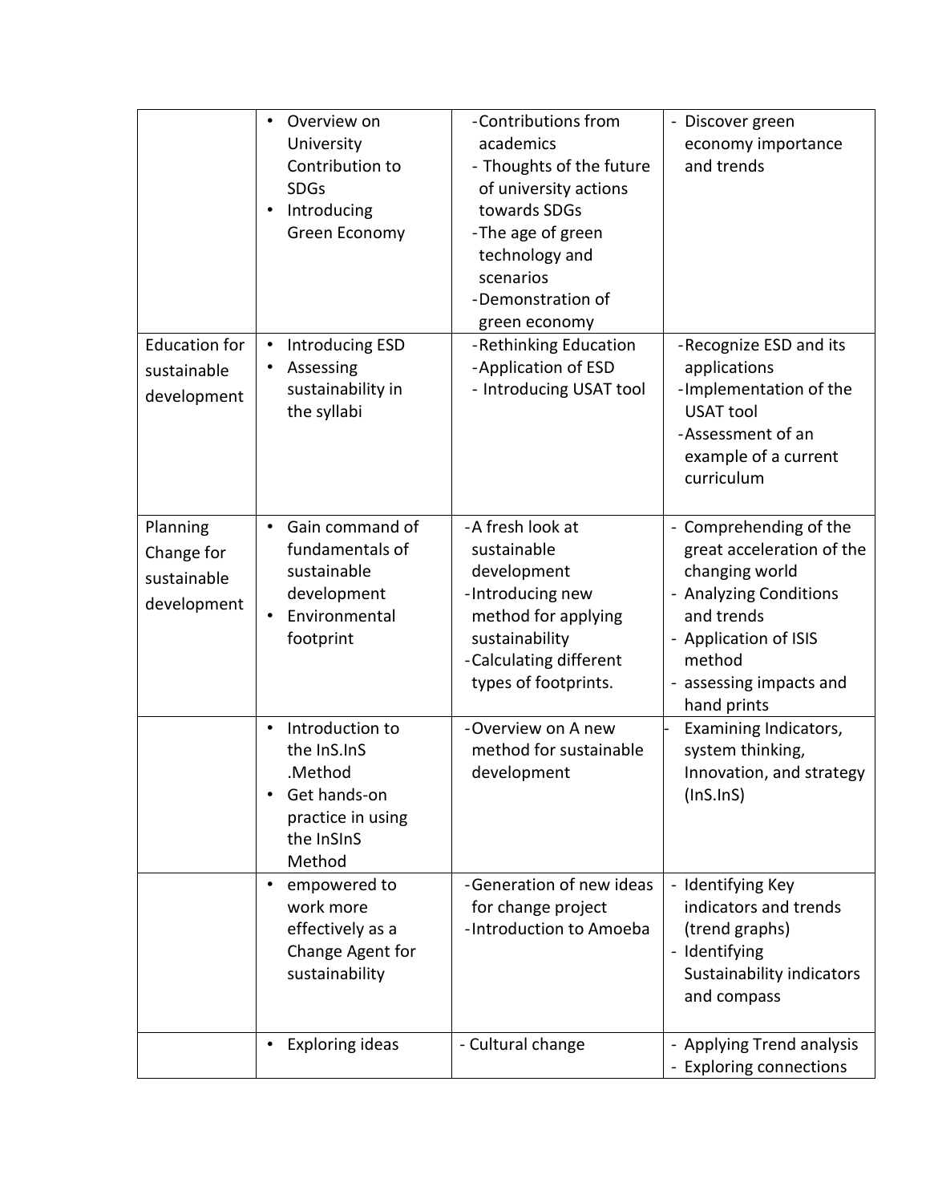| | | | |
|---|---|---|---|
| | • Overview on University Contribution to SDGs<br>• Introducing Green Economy | -Contributions from academics<br>- Thoughts of the future of university actions towards SDGs<br>-The age of green technology and scenarios<br>-Demonstration of green economy | - Discover green economy importance and trends |
| Education for sustainable development | • Introducing ESD<br>• Assessing sustainability in the syllabi | -Rethinking Education<br>-Application of ESD<br>- Introducing USAT tool | -Recognize ESD and its applications<br>-Implementation of the USAT tool<br>-Assessment of an example of a current curriculum |
| Planning Change for sustainable development | • Gain command of fundamentals of sustainable development<br>• Environmental footprint | -A fresh look at sustainable development<br>-Introducing new method for applying sustainability<br>-Calculating different types of footprints. | - Comprehending of the great acceleration of the changing world<br>- Analyzing Conditions and trends<br>- Application of ISIS method<br>- assessing impacts and hand prints |
| | • Introduction to the InS.InS .Method<br>• Get hands-on practice in using the InSInS Method | -Overview on A new method for sustainable development | - Examining Indicators, system thinking, Innovation, and strategy (InS.InS) |
| | • empowered to work more effectively as a Change Agent for sustainability | -Generation of new ideas for change project<br>-Introduction to Amoeba | - Identifying Key indicators and trends (trend graphs)<br>- Identifying Sustainability indicators and compass |
| | • Exploring ideas | - Cultural change | - Applying Trend analysis<br>- Exploring connections |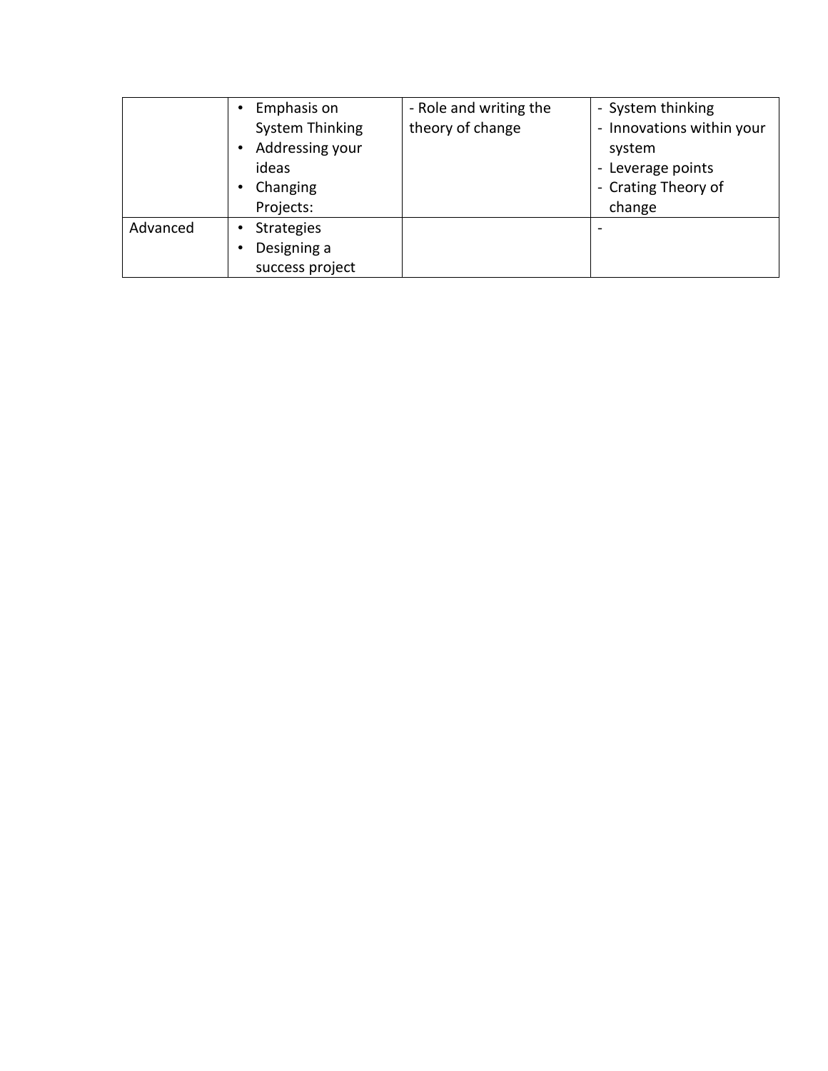| | | | |
|---|---|---|---|
| | • Emphasis on System Thinking<br>• Addressing your ideas<br>• Changing Projects: | - Role and writing the theory of change | - System thinking<br>- Innovations within your system<br>- Leverage points<br>- Crating Theory of change |
| Advanced | • Strategies<br>• Designing a success project | | - |